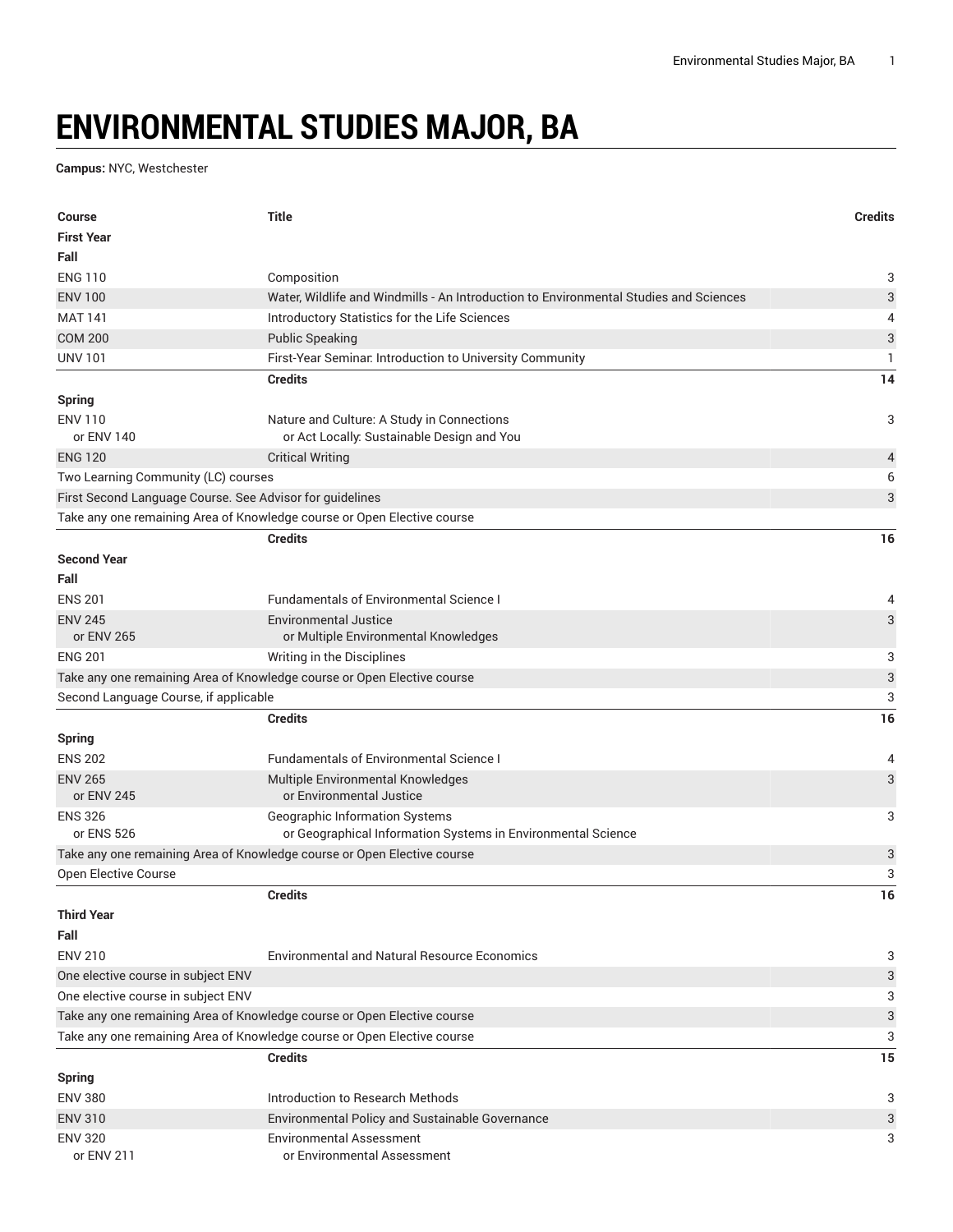# ENVIRONMENTAL STUDIES MAJOR, BA

**Campus:** NYC, Westchester

| Course | Title | Credits |
|---|---|---|
| **First Year** | | |
| **Fall** | | |
| ENG 110 | Composition | 3 |
| ENV 100 | Water, Wildlife and Windmills - An Introduction to Environmental Studies and Sciences | 3 |
| MAT 141 | Introductory Statistics for the Life Sciences | 4 |
| COM 200 | Public Speaking | 3 |
| UNV 101 | First-Year Seminar: Introduction to University Community | 1 |
| | **Credits** | **14** |
| **Spring** | | |
| ENV 110 or ENV 140 | Nature and Culture: A Study in Connections or Act Locally: Sustainable Design and You | 3 |
| ENG 120 | Critical Writing | 4 |
| Two Learning Community (LC) courses | | 6 |
| First Second Language Course. See Advisor for guidelines | | 3 |
| Take any one remaining Area of Knowledge course or Open Elective course | | |
| | **Credits** | **16** |
| **Second Year** | | |
| **Fall** | | |
| ENS 201 | Fundamentals of Environmental Science I | 4 |
| ENV 245 or ENV 265 | Environmental Justice or Multiple Environmental Knowledges | 3 |
| ENG 201 | Writing in the Disciplines | 3 |
| Take any one remaining Area of Knowledge course or Open Elective course | | 3 |
| Second Language Course, if applicable | | 3 |
| | **Credits** | **16** |
| **Spring** | | |
| ENS 202 | Fundamentals of Environmental Science I | 4 |
| ENV 265 or ENV 245 | Multiple Environmental Knowledges or Environmental Justice | 3 |
| ENS 326 or ENS 526 | Geographic Information Systems or Geographical Information Systems in Environmental Science | 3 |
| Take any one remaining Area of Knowledge course or Open Elective course | | 3 |
| Open Elective Course | | 3 |
| | **Credits** | **16** |
| **Third Year** | | |
| **Fall** | | |
| ENV 210 | Environmental and Natural Resource Economics | 3 |
| One elective course in subject ENV | | 3 |
| One elective course in subject ENV | | 3 |
| Take any one remaining Area of Knowledge course or Open Elective course | | 3 |
| Take any one remaining Area of Knowledge course or Open Elective course | | 3 |
| | **Credits** | **15** |
| **Spring** | | |
| ENV 380 | Introduction to Research Methods | 3 |
| ENV 310 | Environmental Policy and Sustainable Governance | 3 |
| ENV 320 or ENV 211 | Environmental Assessment or Environmental Assessment | 3 |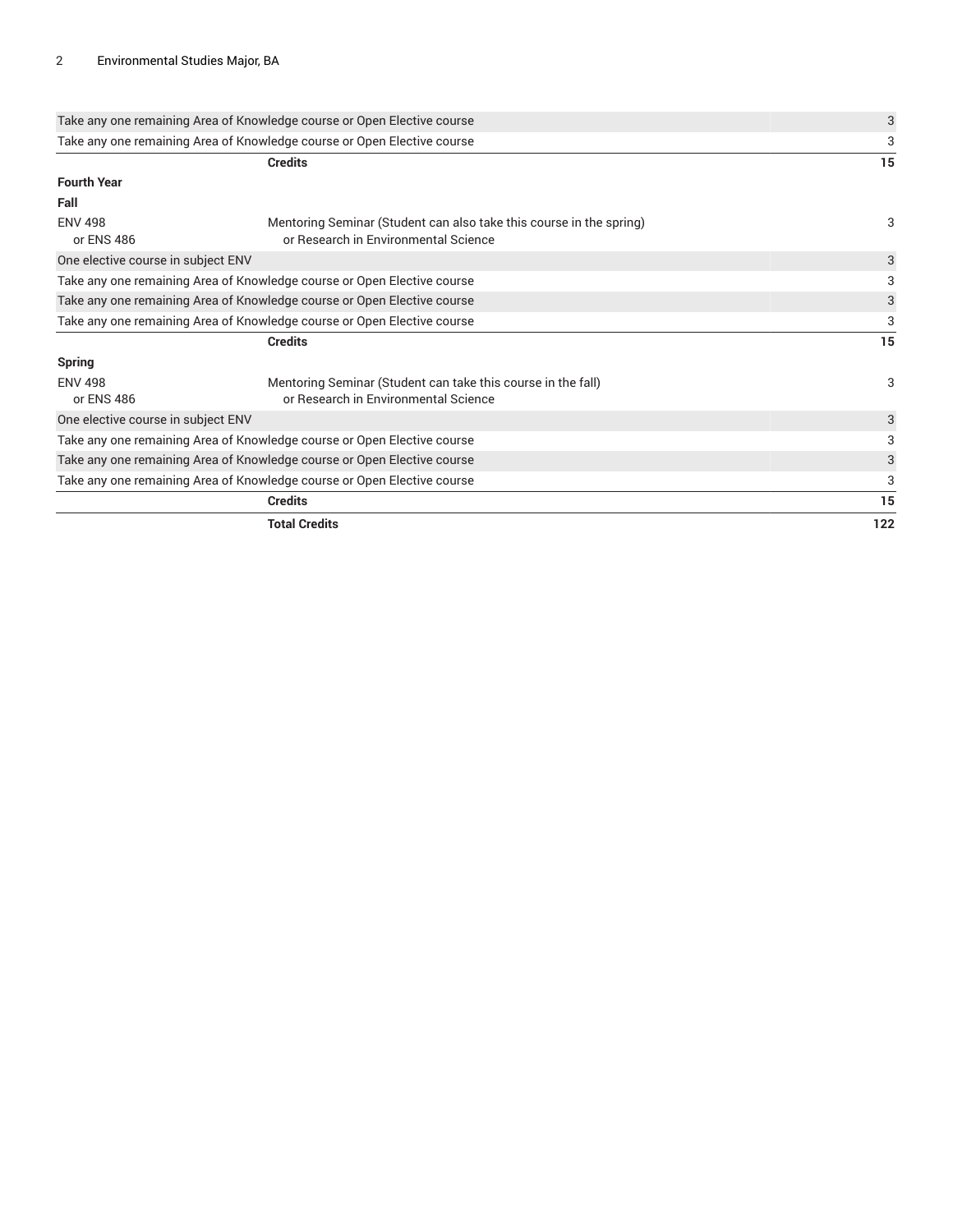| | | |
|---|---|---|
| Take any one remaining Area of Knowledge course or Open Elective course | | 3 |
| Take any one remaining Area of Knowledge course or Open Elective course | | 3 |
| | **Credits** | **15** |
| **Fourth Year** | | |
| **Fall** | | |
| ENV 498<br>or ENS 486 | Mentoring Seminar (Student can also take this course in the spring)<br>or Research in Environmental Science | 3 |
| One elective course in subject ENV | | 3 |
| Take any one remaining Area of Knowledge course or Open Elective course | | 3 |
| Take any one remaining Area of Knowledge course or Open Elective course | | 3 |
| Take any one remaining Area of Knowledge course or Open Elective course | | 3 |
| | **Credits** | **15** |
| **Spring** | | |
| ENV 498<br>or ENS 486 | Mentoring Seminar (Student can take this course in the fall)<br>or Research in Environmental Science | 3 |
| One elective course in subject ENV | | 3 |
| Take any one remaining Area of Knowledge course or Open Elective course | | 3 |
| Take any one remaining Area of Knowledge course or Open Elective course | | 3 |
| Take any one remaining Area of Knowledge course or Open Elective course | | 3 |
| | **Credits** | **15** |
| | **Total Credits** | **122** |